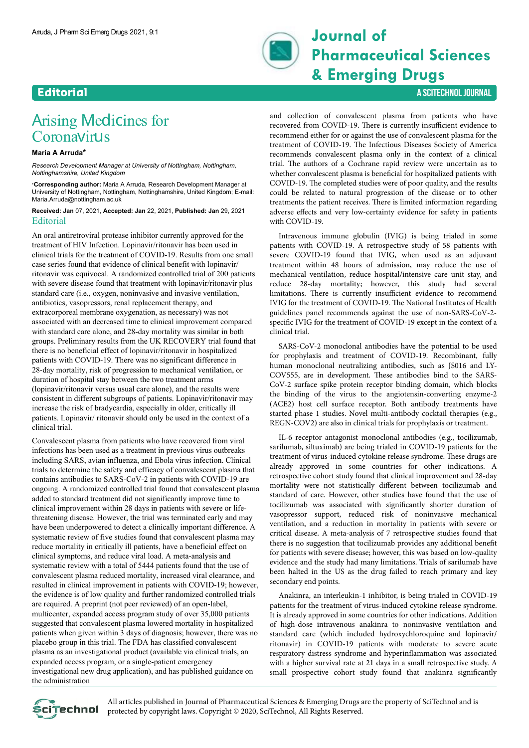# Arising Medicines for Coronavirus

**Maria A Arruda***

*Research Development Manager at University of Nottingham, Nottingham, Nottinghamshire, United Kingdom*

***Corresponding author:** Maria A Arruda, Research Development Manager at University of Nottingham, Nottingham, Nottinghamshire, United Kingdom; E-mail: Maria.Arruda@nottingham.ac.uk

**Received: Jan** 07, 2021, **Accepted: Jan** 22, 2021, **Published: Jan** 29, 2021

## Editorial

An oral antiretroviral protease inhibitor currently approved for the treatment of HIV Infection. Lopinavir/ritonavir has been used in clinical trials for the treatment of COVID-19. Results from one small case series found that evidence of clinical benefit with lopinavir/ritonavir was equivocal. A randomized controlled trial of 200 patients with severe disease found that treatment with lopinavir/ritonavir plus standard care (i.e., oxygen, noninvasive and invasive ventilation, antibiotics, vasopressors, renal replacement therapy, and extracorporeal membrane oxygenation, as necessary) was not associated with an decreased time to clinical improvement compared with standard care alone, and 28-day mortality was similar in both groups. Preliminary results from the UK RECOVERY trial found that there is no beneficial effect of lopinavir/ritonavir in hospitalized patients with COVID-19. There was no significant difference in 28-day mortality, risk of progression to mechanical ventilation, or duration of hospital stay between the two treatment arms (lopinavir/ritonavir versus usual care alone), and the results were consistent in different subgroups of patients. Lopinavir/ritonavir may increase the risk of bradycardia, especially in older, critically ill patients. Lopinavir/ ritonavir should only be used in the context of a clinical trial.

Convalescent plasma from patients who have recovered from viral infections has been used as a treatment in previous virus outbreaks including SARS, avian influenza, and Ebola virus infection. Clinical trials to determine the safety and efficacy of convalescent plasma that contains antibodies to SARS-CoV-2 in patients with COVID-19 are ongoing. A randomized controlled trial found that convalescent plasma added to standard treatment did not significantly improve time to clinical improvement within 28 days in patients with severe or life-threatening disease. However, the trial was terminated early and may have been underpowered to detect a clinically important difference. A systematic review of five studies found that convalescent plasma may reduce mortality in critically ill patients, have a beneficial effect on clinical symptoms, and reduce viral load. A meta-analysis and systematic review with a total of 5444 patients found that the use of convalescent plasma reduced mortality, increased viral clearance, and resulted in clinical improvement in patients with COVID-19; however, the evidence is of low quality and further randomized controlled trials are required. A preprint (not peer reviewed) of an open-label, multicenter, expanded access program study of over 35,000 patients suggested that convalescent plasma lowered mortality in hospitalized patients when given within 3 days of diagnosis; however, there was no placebo group in this trial. The FDA has classified convalescent plasma as an investigational product (available via clinical trials, an expanded access program, or a single-patient emergency investigational new drug application), and has published guidance on the administration and collection of convalescent plasma from patients who have recovered from COVID-19. There is currently insufficient evidence to recommend either for or against the use of convalescent plasma for the treatment of COVID-19. The Infectious Diseases Society of America recommends convalescent plasma only in the context of a clinical trial. The authors of a Cochrane rapid review were uncertain as to whether convalescent plasma is beneficial for hospitalized patients with COVID-19. The completed studies were of poor quality, and the results could be related to natural progression of the disease or to other treatments the patient receives. There is limited information regarding adverse effects and very low-certainty evidence for safety in patients with COVID-19.

Intravenous immune globulin (IVIG) is being trialed in some patients with COVID-19. A retrospective study of 58 patients with severe COVID-19 found that IVIG, when used as an adjuvant treatment within 48 hours of admission, may reduce the use of mechanical ventilation, reduce hospital/intensive care unit stay, and reduce 28-day mortality; however, this study had several limitations. There is currently insufficient evidence to recommend IVIG for the treatment of COVID-19. The National Institutes of Health guidelines panel recommends against the use of non-SARS-CoV-2-specific IVIG for the treatment of COVID-19 except in the context of a clinical trial.

SARS-CoV-2 monoclonal antibodies have the potential to be used for prophylaxis and treatment of COVID-19. Recombinant, fully human monoclonal neutralizing antibodies, such as JS016 and LY-COV555, are in development. These antibodies bind to the SARS-CoV-2 surface spike protein receptor binding domain, which blocks the binding of the virus to the angiotensin-converting enzyme-2 (ACE2) host cell surface receptor. Both antibody treatments have started phase 1 studies. Novel multi-antibody cocktail therapies (e.g., REGN-COV2) are also in clinical trials for prophylaxis or treatment.

IL-6 receptor antagonist monoclonal antibodies (e.g., tocilizumab, sarilumab, siltuximab) are being trialed in COVID-19 patients for the treatment of virus-induced cytokine release syndrome. These drugs are already approved in some countries for other indications. A retrospective cohort study found that clinical improvement and 28-day mortality were not statistically different between tocilizumab and standard of care. However, other studies have found that the use of tocilizumab was associated with significantly shorter duration of vasopressor support, reduced risk of noninvasive mechanical ventilation, and a reduction in mortality in patients with severe or critical disease. A meta-analysis of 7 retrospective studies found that there is no suggestion that tocilizumab provides any additional benefit for patients with severe disease; however, this was based on low-quality evidence and the study had many limitations. Trials of sarilumab have been halted in the US as the drug failed to reach primary and key secondary end points.

Anakinra, an interleukin-1 inhibitor, is being trialed in COVID-19 patients for the treatment of virus-induced cytokine release syndrome. It is already approved in some countries for other indications. Addition of high-dose intravenous anakinra to noninvasive ventilation and standard care (which included hydroxychloroquine and lopinavir/ ritonavir) in COVID-19 patients with moderate to severe acute respiratory distress syndrome and hyperinflammation was associated with a higher survival rate at 21 days in a small retrospective study. A small prospective cohort study found that anakinra significantly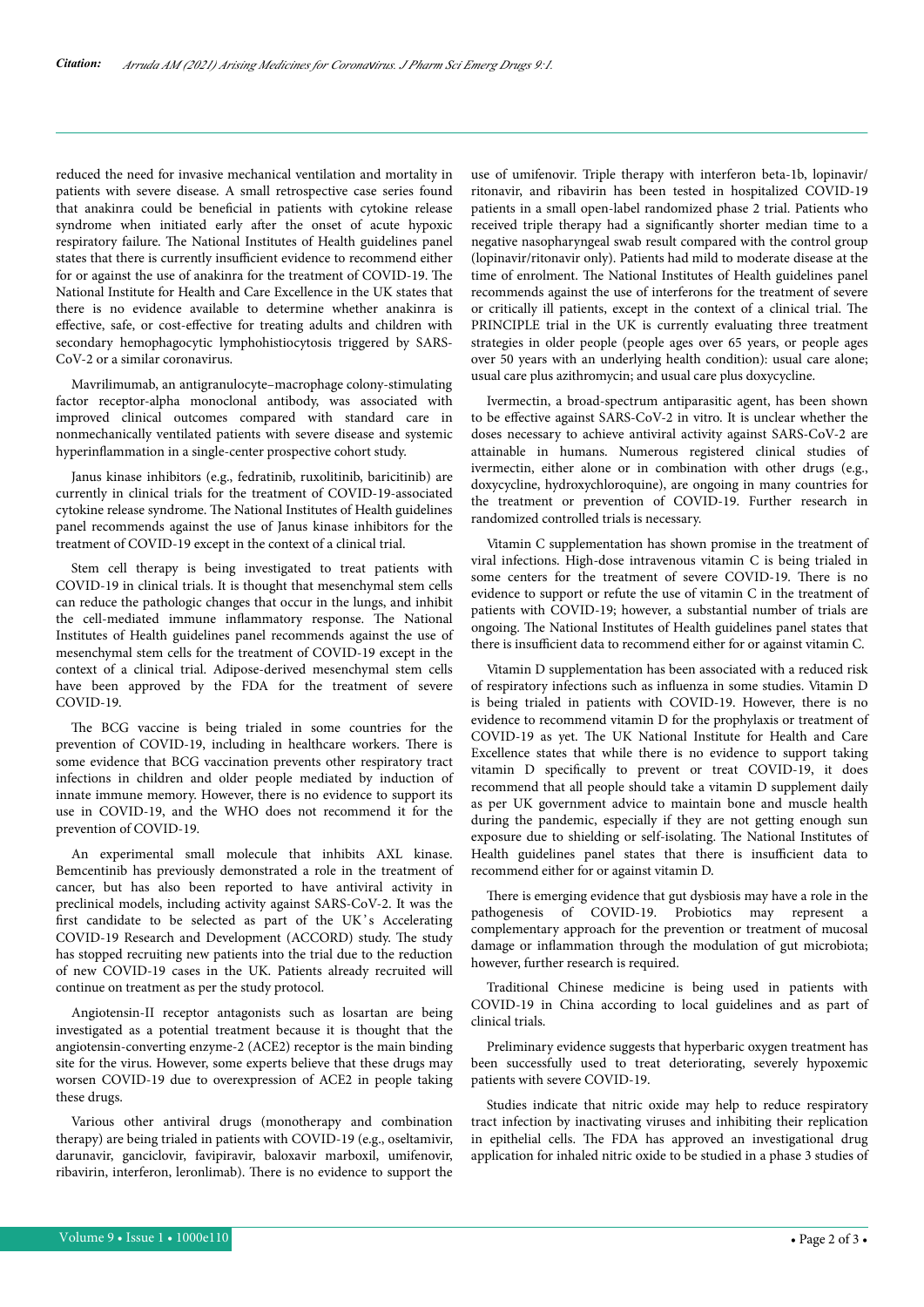reduced the need for invasive mechanical ventilation and mortality in patients with severe disease. A small retrospective case series found that anakinra could be beneficial in patients with cytokine release syndrome when initiated early after the onset of acute hypoxic respiratory failure. The National Institutes of Health guidelines panel states that there is currently insufficient evidence to recommend either for or against the use of anakinra for the treatment of COVID-19. The National Institute for Health and Care Excellence in the UK states that there is no evidence available to determine whether anakinra is effective, safe, or cost-effective for treating adults and children with secondary hemophagocytic lymphohistiocytosis triggered by SARS-CoV-2 or a similar coronavirus.

Mavrilimumab, an antigranulocyte–macrophage colony-stimulating factor receptor-alpha monoclonal antibody, was associated with improved clinical outcomes compared with standard care in nonmechanically ventilated patients with severe disease and systemic hyperinflammation in a single-center prospective cohort study.

Janus kinase inhibitors (e.g., fedratinib, ruxolitinib, baricitinib) are currently in clinical trials for the treatment of COVID-19-associated cytokine release syndrome. The National Institutes of Health guidelines panel recommends against the use of Janus kinase inhibitors for the treatment of COVID-19 except in the context of a clinical trial.

Stem cell therapy is being investigated to treat patients with COVID-19 in clinical trials. It is thought that mesenchymal stem cells can reduce the pathologic changes that occur in the lungs, and inhibit the cell-mediated immune inflammatory response. The National Institutes of Health guidelines panel recommends against the use of mesenchymal stem cells for the treatment of COVID-19 except in the context of a clinical trial. Adipose-derived mesenchymal stem cells have been approved by the FDA for the treatment of severe COVID-19.

The BCG vaccine is being trialed in some countries for the prevention of COVID-19, including in healthcare workers. There is some evidence that BCG vaccination prevents other respiratory tract infections in children and older people mediated by induction of innate immune memory. However, there is no evidence to support its use in COVID-19, and the WHO does not recommend it for the prevention of COVID-19.

An experimental small molecule that inhibits AXL kinase. Bemcentinib has previously demonstrated a role in the treatment of cancer, but has also been reported to have antiviral activity in preclinical models, including activity against SARS-CoV-2. It was the first candidate to be selected as part of the UK's Accelerating COVID-19 Research and Development (ACCORD) study. The study has stopped recruiting new patients into the trial due to the reduction of new COVID-19 cases in the UK. Patients already recruited will continue on treatment as per the study protocol.

Angiotensin-II receptor antagonists such as losartan are being investigated as a potential treatment because it is thought that the angiotensin-converting enzyme-2 (ACE2) receptor is the main binding site for the virus. However, some experts believe that these drugs may worsen COVID-19 due to overexpression of ACE2 in people taking these drugs.

Various other antiviral drugs (monotherapy and combination therapy) are being trialed in patients with COVID-19 (e.g., oseltamivir, darunavir, ganciclovir, favipiravir, baloxavir marboxil, umifenovir, ribavirin, interferon, leronlimab). There is no evidence to support the use of umifenovir. Triple therapy with interferon beta-1b, lopinavir/ritonavir, and ribavirin has been tested in hospitalized COVID-19 patients in a small open-label randomized phase 2 trial. Patients who received triple therapy had a significantly shorter median time to a negative nasopharyngeal swab result compared with the control group (lopinavir/ritonavir only). Patients had mild to moderate disease at the time of enrolment. The National Institutes of Health guidelines panel recommends against the use of interferons for the treatment of severe or critically ill patients, except in the context of a clinical trial. The PRINCIPLE trial in the UK is currently evaluating three treatment strategies in older people (people ages over 65 years, or people ages over 50 years with an underlying health condition): usual care alone; usual care plus azithromycin; and usual care plus doxycycline.

Ivermectin, a broad-spectrum antiparasitic agent, has been shown to be effective against SARS-CoV-2 in vitro. It is unclear whether the doses necessary to achieve antiviral activity against SARS-CoV-2 are attainable in humans. Numerous registered clinical studies of ivermectin, either alone or in combination with other drugs (e.g., doxycycline, hydroxychloroquine), are ongoing in many countries for the treatment or prevention of COVID-19. Further research in randomized controlled trials is necessary.

Vitamin C supplementation has shown promise in the treatment of viral infections. High-dose intravenous vitamin C is being trialed in some centers for the treatment of severe COVID-19. There is no evidence to support or refute the use of vitamin C in the treatment of patients with COVID-19; however, a substantial number of trials are ongoing. The National Institutes of Health guidelines panel states that there is insufficient data to recommend either for or against vitamin C.

Vitamin D supplementation has been associated with a reduced risk of respiratory infections such as influenza in some studies. Vitamin D is being trialed in patients with COVID-19. However, there is no evidence to recommend vitamin D for the prophylaxis or treatment of COVID-19 as yet. The UK National Institute for Health and Care Excellence states that while there is no evidence to support taking vitamin D specifically to prevent or treat COVID-19, it does recommend that all people should take a vitamin D supplement daily as per UK government advice to maintain bone and muscle health during the pandemic, especially if they are not getting enough sun exposure due to shielding or self-isolating. The National Institutes of Health guidelines panel states that there is insufficient data to recommend either for or against vitamin D.

There is emerging evidence that gut dysbiosis may have a role in the pathogenesis of COVID-19. Probiotics may represent a complementary approach for the prevention or treatment of mucosal damage or inflammation through the modulation of gut microbiota; however, further research is required.

Traditional Chinese medicine is being used in patients with COVID-19 in China according to local guidelines and as part of clinical trials.

Preliminary evidence suggests that hyperbaric oxygen treatment has been successfully used to treat deteriorating, severely hypoxemic patients with severe COVID-19.

Studies indicate that nitric oxide may help to reduce respiratory tract infection by inactivating viruses and inhibiting their replication in epithelial cells. The FDA has approved an investigational drug application for inhaled nitric oxide to be studied in a phase 3 studies of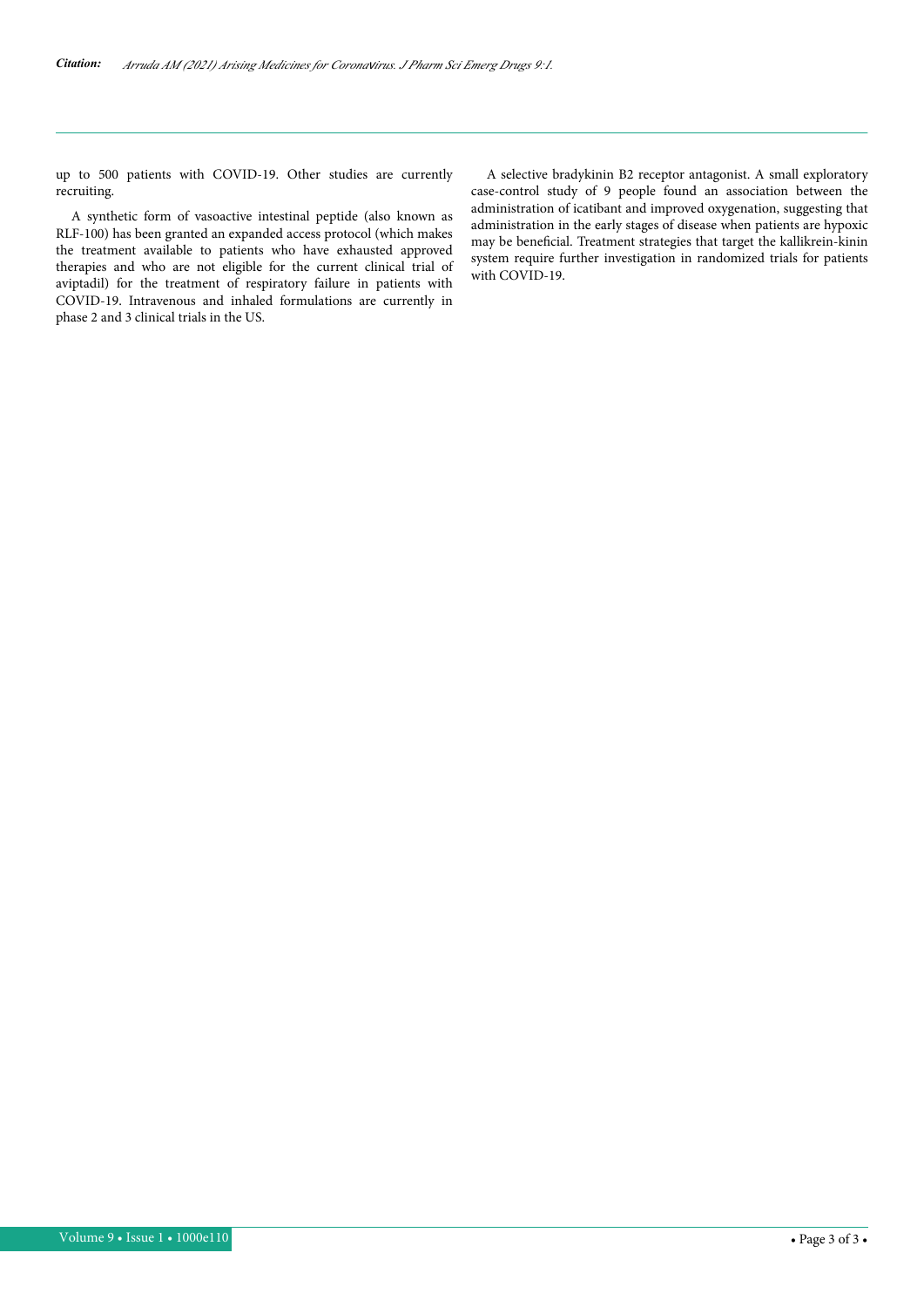up to 500 patients with COVID-19. Other studies are currently recruiting.

A synthetic form of vasoactive intestinal peptide (also known as RLF-100) has been granted an expanded access protocol (which makes the treatment available to patients who have exhausted approved therapies and who are not eligible for the current clinical trial of aviptadil) for the treatment of respiratory failure in patients with COVID-19. Intravenous and inhaled formulations are currently in phase 2 and 3 clinical trials in the US.

A selective bradykinin B2 receptor antagonist. A small exploratory case-control study of 9 people found an association between the administration of icatibant and improved oxygenation, suggesting that administration in the early stages of disease when patients are hypoxic may be beneficial. Treatment strategies that target the kallikrein-kinin system require further investigation in randomized trials for patients with COVID-19.